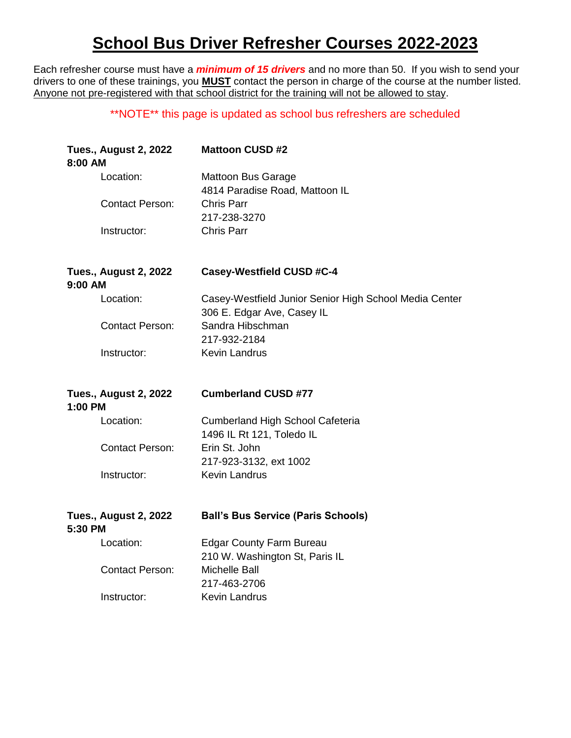# School Bus Driver Refresher Courses 2022-2023

Each refresher course must have a ***minimum of 15 drivers*** and no more than 50. If you wish to send your drivers to one of these trainings, you **MUST** contact the person in charge of the course at the number listed. Anyone not pre-registered with that school district for the training will not be allowed to stay.

**NOTE** this page is updated as school bus refreshers are scheduled

**Tues., August 2, 2022 8:00 AM** — **Mattoon CUSD #2**

- Location: Mattoon Bus Garage, 4814 Paradise Road, Mattoon IL
- Contact Person: Chris Parr, 217-238-3270
- Instructor: Chris Parr

**Tues., August 2, 2022 9:00 AM** — **Casey-Westfield CUSD #C-4**

- Location: Casey-Westfield Junior Senior High School Media Center, 306 E. Edgar Ave, Casey IL
- Contact Person: Sandra Hibschman, 217-932-2184
- Instructor: Kevin Landrus

**Tues., August 2, 2022 1:00 PM** — **Cumberland CUSD #77**

- Location: Cumberland High School Cafeteria, 1496 IL Rt 121, Toledo IL
- Contact Person: Erin St. John, 217-923-3132, ext 1002
- Instructor: Kevin Landrus

**Tues., August 2, 2022 5:30 PM** — **Ball's Bus Service (Paris Schools)**

- Location: Edgar County Farm Bureau, 210 W. Washington St, Paris IL
- Contact Person: Michelle Ball, 217-463-2706
- Instructor: Kevin Landrus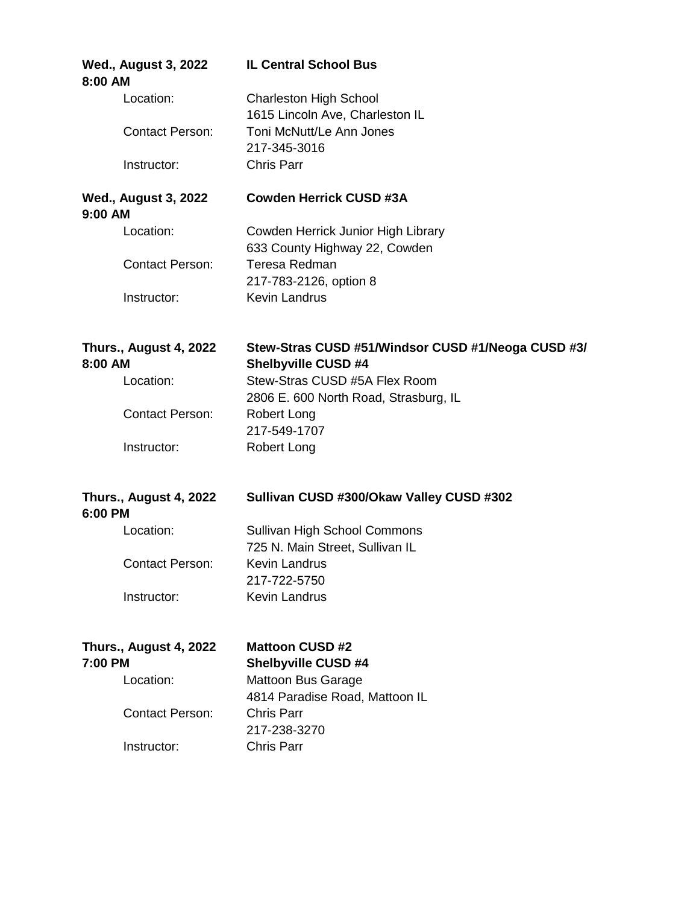**Wed., August 3, 2022** **IL Central School Bus**
**8:00 AM**

Location: Charleston High School
1615 Lincoln Ave, Charleston IL

Contact Person: Toni McNutt/Le Ann Jones
217-345-3016

Instructor: Chris Parr

**Wed., August 3, 2022** **Cowden Herrick CUSD #3A**
**9:00 AM**

Location: Cowden Herrick Junior High Library
633 County Highway 22, Cowden

Contact Person: Teresa Redman
217-783-2126, option 8

Instructor: Kevin Landrus

**Thurs., August 4, 2022** **Stew-Stras CUSD #51/Windsor CUSD #1/Neoga CUSD #3/**
**8:00 AM** **Shelbyville CUSD #4**

Location: Stew-Stras CUSD #5A Flex Room
2806 E. 600 North Road, Strasburg, IL

Contact Person: Robert Long
217-549-1707

Instructor: Robert Long

**Thurs., August 4, 2022** **Sullivan CUSD #300/Okaw Valley CUSD #302**
**6:00 PM**

Location: Sullivan High School Commons
725 N. Main Street, Sullivan IL

Contact Person: Kevin Landrus
217-722-5750

Instructor: Kevin Landrus

**Thurs., August 4, 2022** **Mattoon CUSD #2**
**7:00 PM** **Shelbyville CUSD #4**

Location: Mattoon Bus Garage
4814 Paradise Road, Mattoon IL

Contact Person: Chris Parr
217-238-3270

Instructor: Chris Parr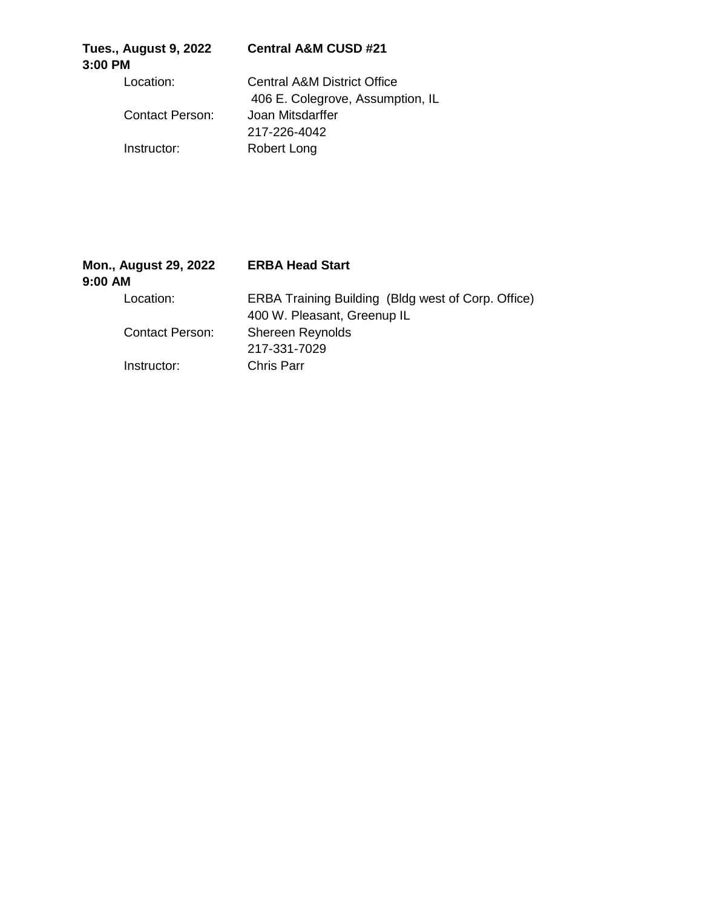**Tues., August 9, 2022**
**3:00 PM**

**Central A&M CUSD #21**

| | |
|---|---|
| Location: | Central A&M District Office<br>406 E. Colegrove, Assumption, IL |
| Contact Person: | Joan Mitsdarffer<br>217-226-4042 |
| Instructor: | Robert Long |

**Mon., August 29, 2022**
**9:00 AM**

**ERBA Head Start**

| | |
|---|---|
| Location: | ERBA Training Building (Bldg west of Corp. Office)<br>400 W. Pleasant, Greenup IL |
| Contact Person: | Shereen Reynolds<br>217-331-7029 |
| Instructor: | Chris Parr |